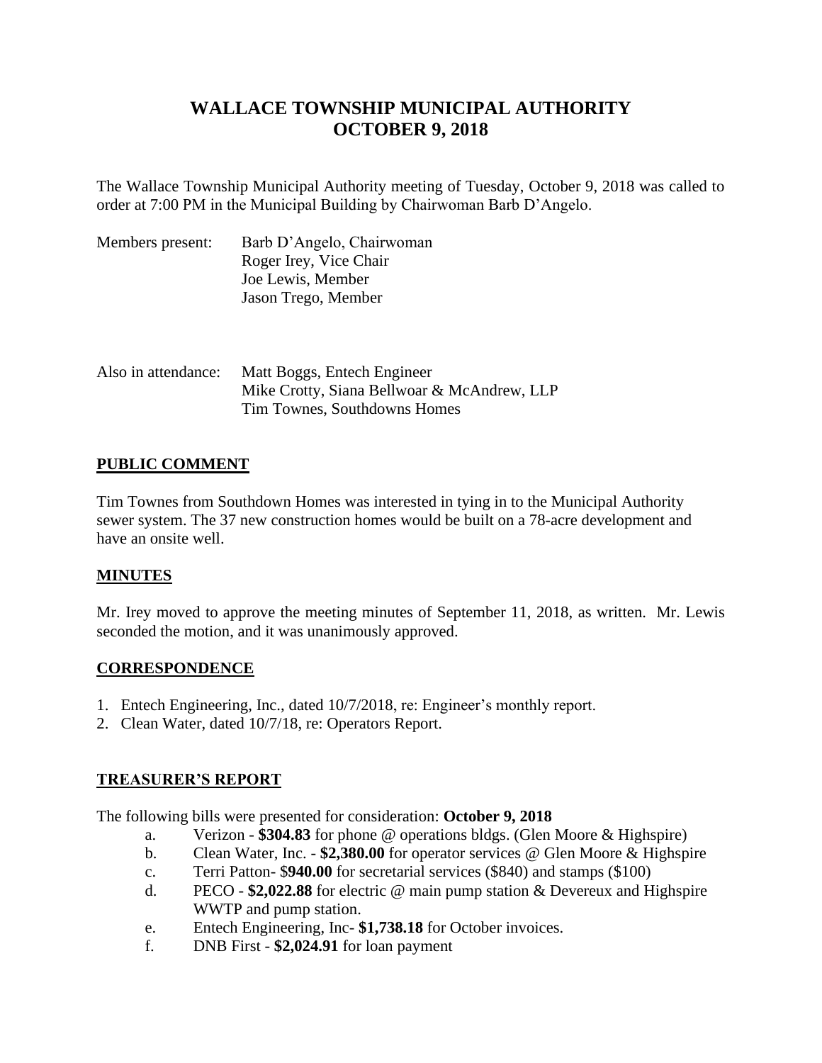# WALLACE TOWNSHIP MUNICIPAL AUTHORITY
# OCTOBER 9, 2018

The Wallace Township Municipal Authority meeting of Tuesday, October 9, 2018 was called to order at 7:00 PM in the Municipal Building by Chairwoman Barb D'Angelo.

Members present: Barb D'Angelo, Chairwoman
Roger Irey, Vice Chair
Joe Lewis, Member
Jason Trego, Member

Also in attendance: Matt Boggs, Entech Engineer
Mike Crotty, Siana Bellwoar & McAndrew, LLP
Tim Townes, Southdowns Homes

## PUBLIC COMMENT

Tim Townes from Southdown Homes was interested in tying in to the Municipal Authority sewer system. The 37 new construction homes would be built on a 78-acre development and have an onsite well.

## MINUTES

Mr. Irey moved to approve the meeting minutes of September 11, 2018, as written. Mr. Lewis seconded the motion, and it was unanimously approved.

## CORRESPONDENCE

1. Entech Engineering, Inc., dated 10/7/2018, re: Engineer's monthly report.
2. Clean Water, dated 10/7/18, re: Operators Report.

## TREASURER'S REPORT

The following bills were presented for consideration: **October 9, 2018**

a. Verizon - **$304.83** for phone @ operations bldgs. (Glen Moore & Highspire)
b. Clean Water, Inc. - **$2,380.00** for operator services @ Glen Moore & Highspire
c. Terri Patton- $**940.00** for secretarial services ($840) and stamps ($100)
d. PECO - **$2,022.88** for electric @ main pump station & Devereux and Highspire WWTP and pump station.
e. Entech Engineering, Inc- **$1,738.18** for October invoices.
f. DNB First - **$2,024.91** for loan payment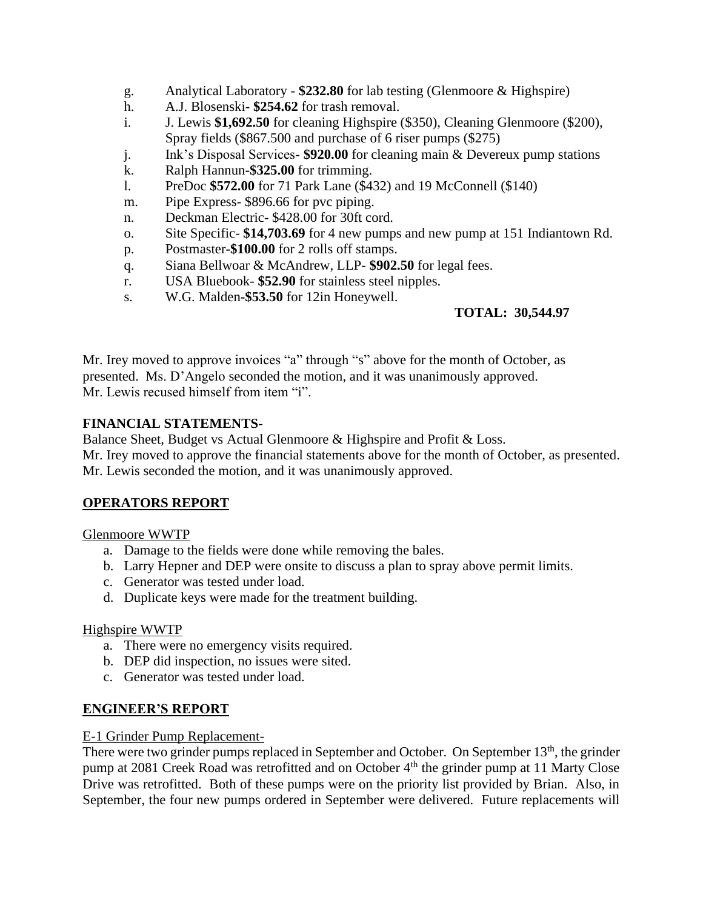g. Analytical Laboratory - **$232.80** for lab testing (Glenmoore & Highspire)
h. A.J. Blosenski- **$254.62** for trash removal.
i. J. Lewis **$1,692.50** for cleaning Highspire ($350), Cleaning Glenmoore ($200), Spray fields ($867.500 and purchase of 6 riser pumps ($275)
j. Ink's Disposal Services- **$920.00** for cleaning main & Devereux pump stations
k. Ralph Hannun**-$325.00** for trimming.
l. PreDoc **$572.00** for 71 Park Lane ($432) and 19 McConnell ($140)
m. Pipe Express- $896.66 for pvc piping.
n. Deckman Electric- $428.00 for 30ft cord.
o. Site Specific- **$14,703.69** for 4 new pumps and new pump at 151 Indiantown Rd.
p. Postmaster**-$100.00** for 2 rolls off stamps.
q. Siana Bellwoar & McAndrew, LLP- **$902.50** for legal fees.
r. USA Bluebook- **$52.90** for stainless steel nipples.
s. W.G. Malden**-$53.50** for 12in Honeywell.

**TOTAL: 30,544.97**

Mr. Irey moved to approve invoices "a" through "s" above for the month of October, as presented. Ms. D'Angelo seconded the motion, and it was unanimously approved. Mr. Lewis recused himself from item "i".

**FINANCIAL STATEMENTS**-

Balance Sheet, Budget vs Actual Glenmoore & Highspire and Profit & Loss.
Mr. Irey moved to approve the financial statements above for the month of October, as presented. Mr. Lewis seconded the motion, and it was unanimously approved.

## OPERATORS REPORT

Glenmoore WWTP

a. Damage to the fields were done while removing the bales.
b. Larry Hepner and DEP were onsite to discuss a plan to spray above permit limits.
c. Generator was tested under load.
d. Duplicate keys were made for the treatment building.

Highspire WWTP

a. There were no emergency visits required.
b. DEP did inspection, no issues were sited.
c. Generator was tested under load.

## ENGINEER'S REPORT

E-1 Grinder Pump Replacement-

There were two grinder pumps replaced in September and October. On September 13th, the grinder pump at 2081 Creek Road was retrofitted and on October 4th the grinder pump at 11 Marty Close Drive was retrofitted. Both of these pumps were on the priority list provided by Brian. Also, in September, the four new pumps ordered in September were delivered. Future replacements will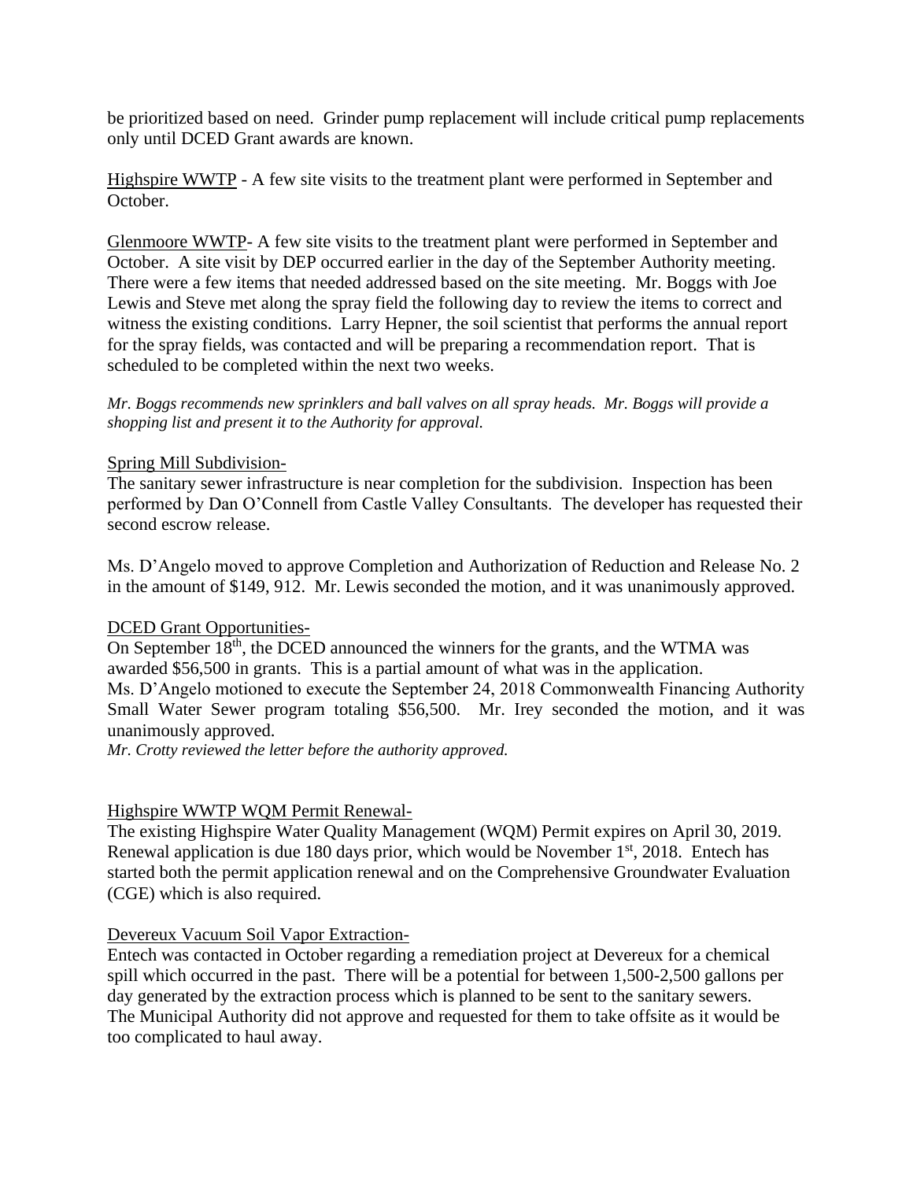be prioritized based on need. Grinder pump replacement will include critical pump replacements only until DCED Grant awards are known.

<u>Highspire WWTP</u> - A few site visits to the treatment plant were performed in September and October.

<u>Glenmoore WWTP</u>- A few site visits to the treatment plant were performed in September and October. A site visit by DEP occurred earlier in the day of the September Authority meeting. There were a few items that needed addressed based on the site meeting. Mr. Boggs with Joe Lewis and Steve met along the spray field the following day to review the items to correct and witness the existing conditions. Larry Hepner, the soil scientist that performs the annual report for the spray fields, was contacted and will be preparing a recommendation report. That is scheduled to be completed within the next two weeks.

*Mr. Boggs recommends new sprinklers and ball valves on all spray heads. Mr. Boggs will provide a shopping list and present it to the Authority for approval.*

<u>Spring Mill Subdivision-</u>

The sanitary sewer infrastructure is near completion for the subdivision. Inspection has been performed by Dan O'Connell from Castle Valley Consultants. The developer has requested their second escrow release.

Ms. D'Angelo moved to approve Completion and Authorization of Reduction and Release No. 2 in the amount of $149, 912. Mr. Lewis seconded the motion, and it was unanimously approved.

<u>DCED Grant Opportunities-</u>

On September 18th, the DCED announced the winners for the grants, and the WTMA was awarded $56,500 in grants. This is a partial amount of what was in the application.
Ms. D'Angelo motioned to execute the September 24, 2018 Commonwealth Financing Authority Small Water Sewer program totaling $56,500. Mr. Irey seconded the motion, and it was unanimously approved.
*Mr. Crotty reviewed the letter before the authority approved.*

<u>Highspire WWTP WQM Permit Renewal-</u>

The existing Highspire Water Quality Management (WQM) Permit expires on April 30, 2019. Renewal application is due 180 days prior, which would be November 1st, 2018. Entech has started both the permit application renewal and on the Comprehensive Groundwater Evaluation (CGE) which is also required.

<u>Devereux Vacuum Soil Vapor Extraction-</u>

Entech was contacted in October regarding a remediation project at Devereux for a chemical spill which occurred in the past. There will be a potential for between 1,500-2,500 gallons per day generated by the extraction process which is planned to be sent to the sanitary sewers. The Municipal Authority did not approve and requested for them to take offsite as it would be too complicated to haul away.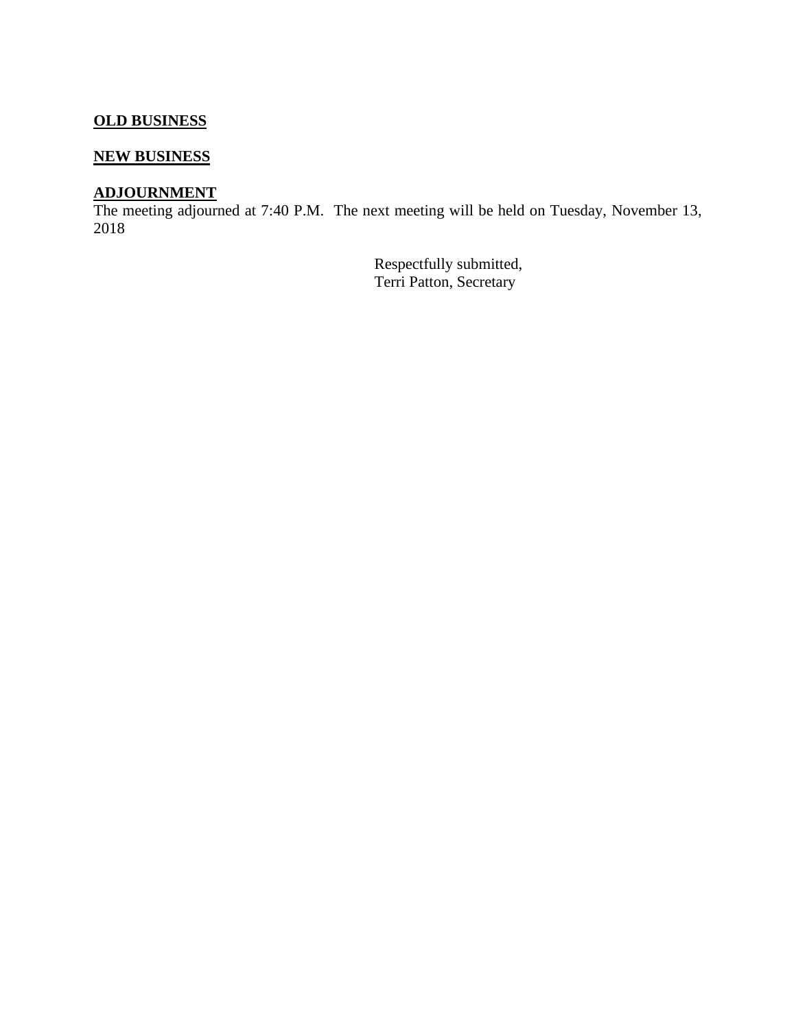**OLD BUSINESS**

**NEW BUSINESS**

**ADJOURNMENT**

The meeting adjourned at 7:40 P.M. The next meeting will be held on Tuesday, November 13, 2018

Respectfully submitted,
Terri Patton, Secretary